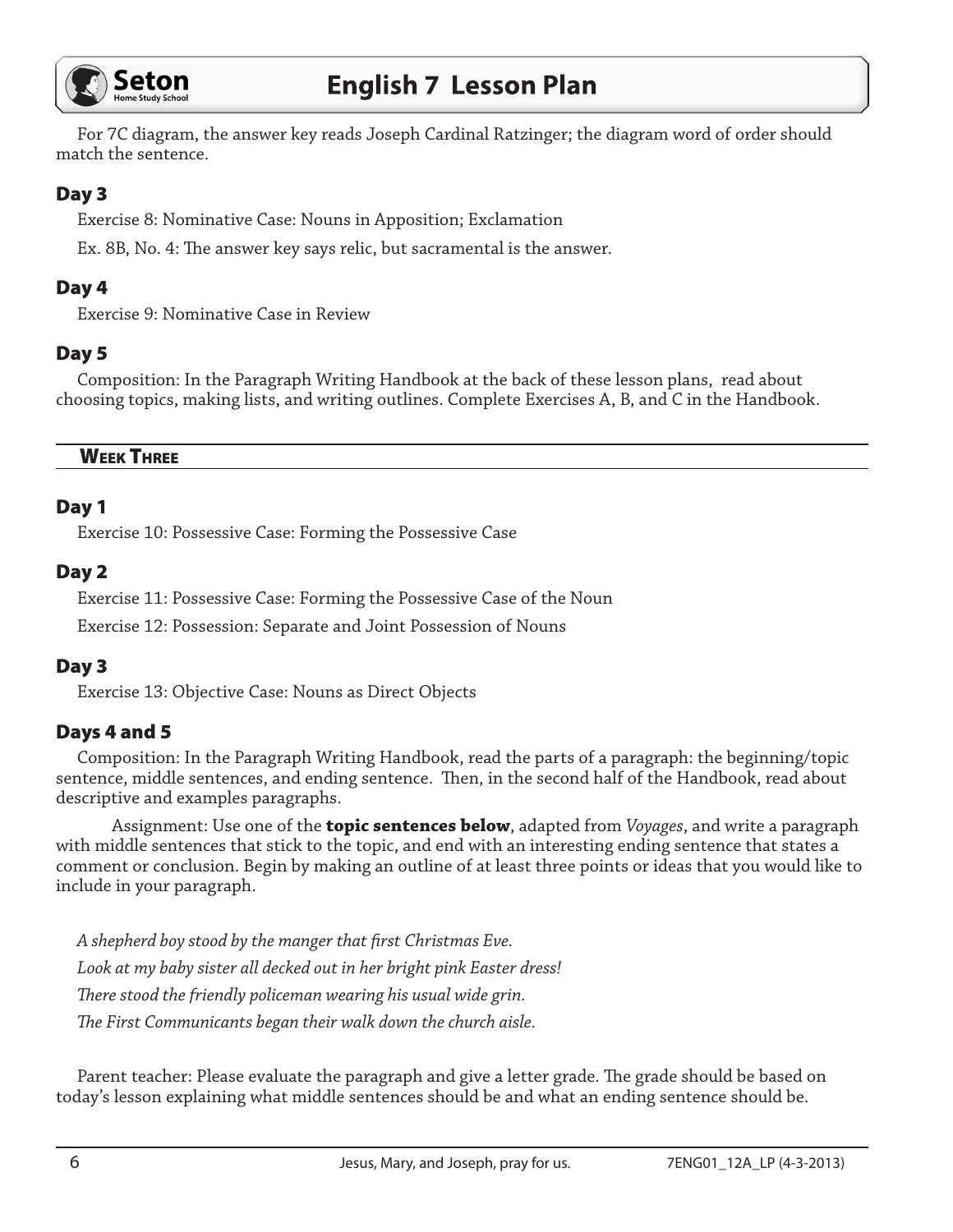For 7C diagram, the answer key reads Joseph Cardinal Ratzinger; the diagram word of order should match the sentence.

### Day 3

Exercise 8: Nominative Case: Nouns in Apposition; Exclamation

Ex. 8B, No. 4: The answer key says relic, but sacramental is the answer.

### Day 4

Exercise 9: Nominative Case in Review

### Day 5

Composition: In the Paragraph Writing Handbook at the back of these lesson plans, read about choosing topics, making lists, and writing outlines. Complete Exercises A, B, and C in the Handbook.

## Week Three

### Day 1

Exercise 10: Possessive Case: Forming the Possessive Case

### Day 2

Exercise 11: Possessive Case: Forming the Possessive Case of the Noun

Exercise 12: Possession: Separate and Joint Possession of Nouns

### Day 3

Exercise 13: Objective Case: Nouns as Direct Objects

### Days 4 and 5

Composition: In the Paragraph Writing Handbook, read the parts of a paragraph: the beginning/topic sentence, middle sentences, and ending sentence. Then, in the second half of the Handbook, read about descriptive and examples paragraphs.

Assignment: Use one of the **topic sentences below**, adapted from *Voyages*, and write a paragraph with middle sentences that stick to the topic, and end with an interesting ending sentence that states a comment or conclusion. Begin by making an outline of at least three points or ideas that you would like to include in your paragraph.

*A shepherd boy stood by the manger that first Christmas Eve.*

*Look at my baby sister all decked out in her bright pink Easter dress!*

*There stood the friendly policeman wearing his usual wide grin.*

*The First Communicants began their walk down the church aisle.*

Parent teacher: Please evaluate the paragraph and give a letter grade. The grade should be based on today's lesson explaining what middle sentences should be and what an ending sentence should be.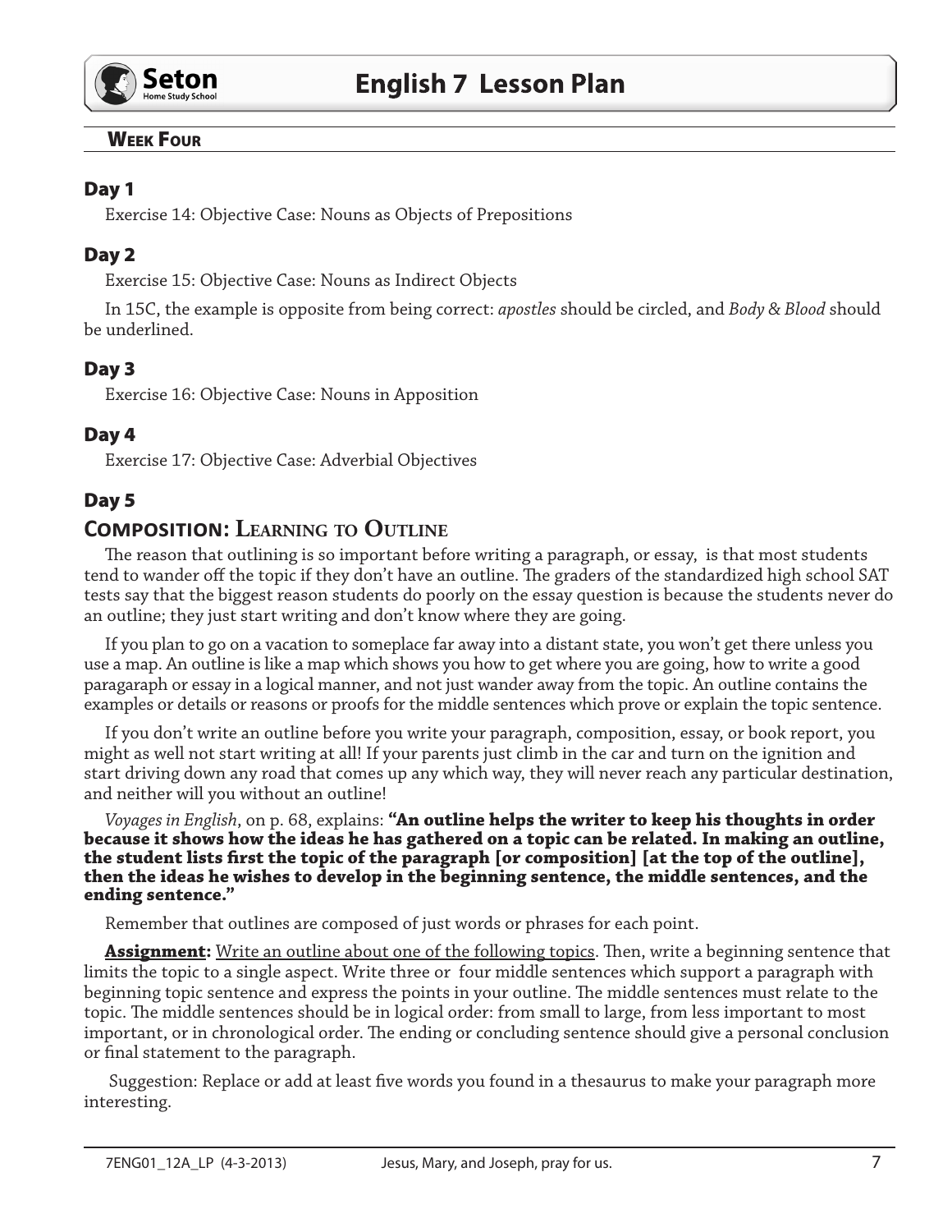## Week Four

### Day 1

Exercise 14: Objective Case: Nouns as Objects of Prepositions

### Day 2

Exercise 15: Objective Case: Nouns as Indirect Objects

In 15C, the example is opposite from being correct: *apostles* should be circled, and *Body & Blood* should be underlined.

### Day 3

Exercise 16: Objective Case: Nouns in Apposition

### Day 4

Exercise 17: Objective Case: Adverbial Objectives

### Day 5

### Composition: Learning to Outline

The reason that outlining is so important before writing a paragraph, or essay, is that most students tend to wander off the topic if they don't have an outline. The graders of the standardized high school SAT tests say that the biggest reason students do poorly on the essay question is because the students never do an outline; they just start writing and don't know where they are going.

If you plan to go on a vacation to someplace far away into a distant state, you won't get there unless you use a map. An outline is like a map which shows you how to get where you are going, how to write a good paragagraph or essay in a logical manner, and not just wander away from the topic. An outline contains the examples or details or reasons or proofs for the middle sentences which prove or explain the topic sentence.

If you don't write an outline before you write your paragraph, composition, essay, or book report, you might as well not start writing at all! If your parents just climb in the car and turn on the ignition and start driving down any road that comes up any which way, they will never reach any particular destination, and neither will you without an outline!

*Voyages in English*, on p. 68, explains: **"An outline helps the writer to keep his thoughts in order because it shows how the ideas he has gathered on a topic can be related. In making an outline, the student lists first the topic of the paragraph [or composition] [at the top of the outline], then the ideas he wishes to develop in the beginning sentence, the middle sentences, and the ending sentence."**

Remember that outlines are composed of just words or phrases for each point.

**Assignment:** Write an outline about one of the following topics. Then, write a beginning sentence that limits the topic to a single aspect. Write three or four middle sentences which support a paragraph with beginning topic sentence and express the points in your outline. The middle sentences must relate to the topic. The middle sentences should be in logical order: from small to large, from less important to most important, or in chronological order. The ending or concluding sentence should give a personal conclusion or final statement to the paragraph.

Suggestion: Replace or add at least five words you found in a thesaurus to make your paragraph more interesting.